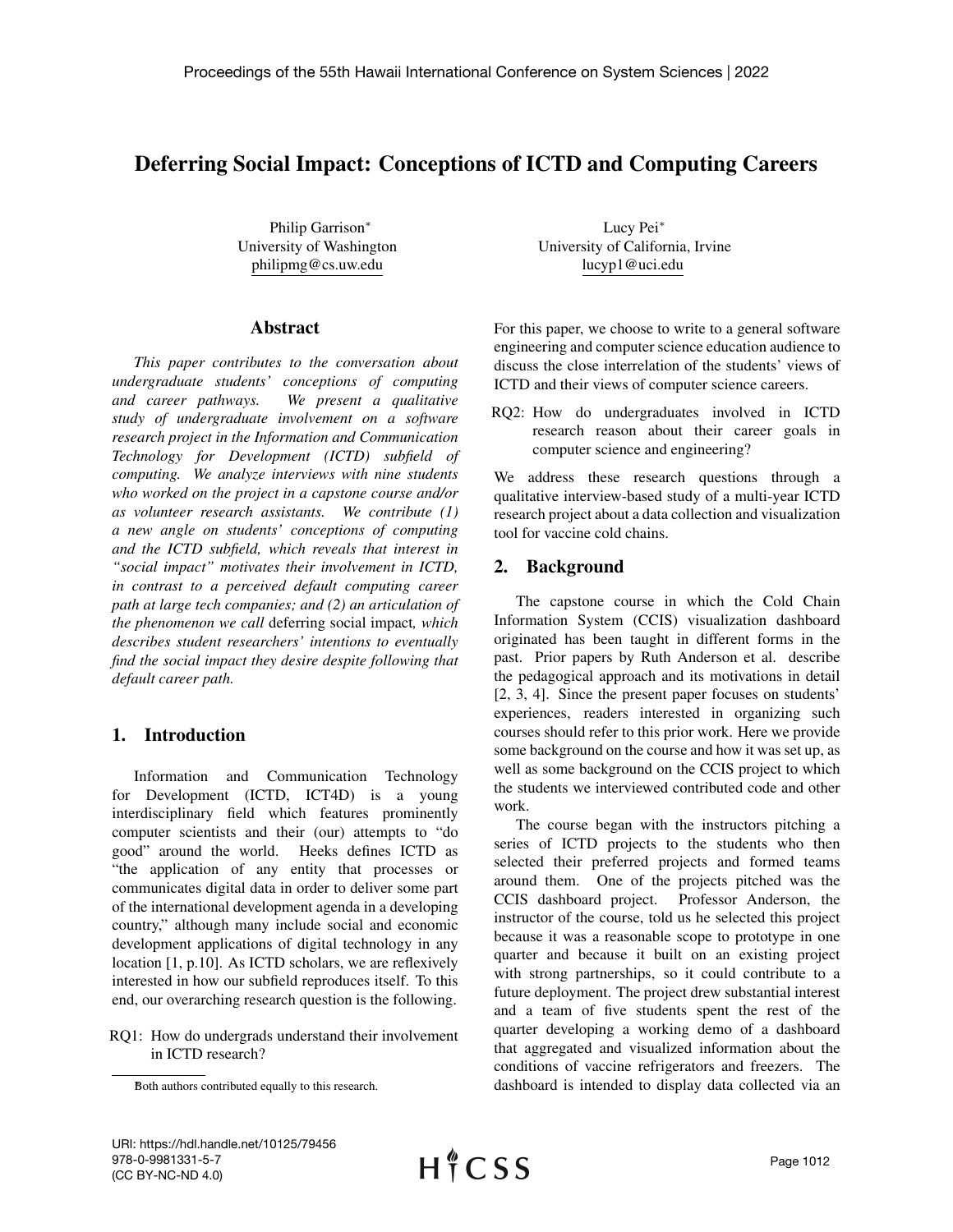# Deferring Social Impact: Conceptions of ICTD and Computing Careers

Philip Garrison*
University of Washington
philipmg@cs.uw.edu

Lucy Pei*
University of California, Irvine
lucyp1@uci.edu

## Abstract

*This paper contributes to the conversation about undergraduate students' conceptions of computing and career pathways. We present a qualitative study of undergraduate involvement on a software research project in the Information and Communication Technology for Development (ICTD) subfield of computing. We analyze interviews with nine students who worked on the project in a capstone course and/or as volunteer research assistants. We contribute (1) a new angle on students' conceptions of computing and the ICTD subfield, which reveals that interest in "social impact" motivates their involvement in ICTD, in contrast to a perceived default computing career path at large tech companies; and (2) an articulation of the phenomenon we call* deferring social impact*, which describes student researchers' intentions to eventually find the social impact they desire despite following that default career path.*

## 1. Introduction

Information and Communication Technology for Development (ICTD, ICT4D) is a young interdisciplinary field which features prominently computer scientists and their (our) attempts to "do good" around the world. Heeks defines ICTD as "the application of any entity that processes or communicates digital data in order to deliver some part of the international development agenda in a developing country," although many include social and economic development applications of digital technology in any location [1, p.10]. As ICTD scholars, we are reflexively interested in how our subfield reproduces itself. To this end, our overarching research question is the following.

RQ1: How do undergrads understand their involvement in ICTD research?

For this paper, we choose to write to a general software engineering and computer science education audience to discuss the close interrelation of the students' views of ICTD and their views of computer science careers.

RQ2: How do undergraduates involved in ICTD research reason about their career goals in computer science and engineering?

We address these research questions through a qualitative interview-based study of a multi-year ICTD research project about a data collection and visualization tool for vaccine cold chains.

## 2. Background

The capstone course in which the Cold Chain Information System (CCIS) visualization dashboard originated has been taught in different forms in the past. Prior papers by Ruth Anderson et al. describe the pedagogical approach and its motivations in detail [2, 3, 4]. Since the present paper focuses on students' experiences, readers interested in organizing such courses should refer to this prior work. Here we provide some background on the course and how it was set up, as well as some background on the CCIS project to which the students we interviewed contributed code and other work.

The course began with the instructors pitching a series of ICTD projects to the students who then selected their preferred projects and formed teams around them. One of the projects pitched was the CCIS dashboard project. Professor Anderson, the instructor of the course, told us he selected this project because it was a reasonable scope to prototype in one quarter and because it built on an existing project with strong partnerships, so it could contribute to a future deployment. The project drew substantial interest and a team of five students spent the rest of the quarter developing a working demo of a dashboard that aggregated and visualized information about the conditions of vaccine refrigerators and freezers. The dashboard is intended to display data collected via an

*Both authors contributed equally to this research.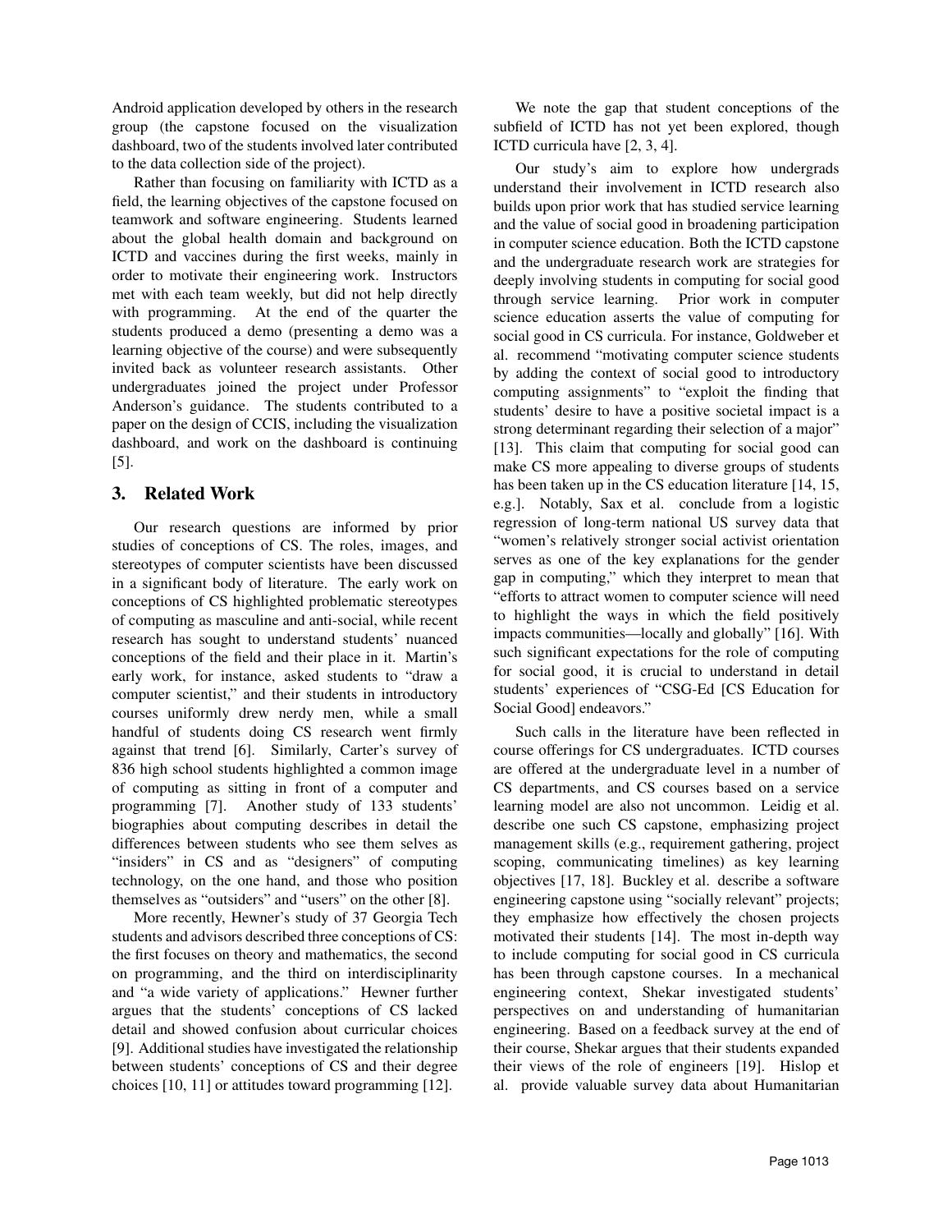Android application developed by others in the research group (the capstone focused on the visualization dashboard, two of the students involved later contributed to the data collection side of the project).

Rather than focusing on familiarity with ICTD as a field, the learning objectives of the capstone focused on teamwork and software engineering. Students learned about the global health domain and background on ICTD and vaccines during the first weeks, mainly in order to motivate their engineering work. Instructors met with each team weekly, but did not help directly with programming. At the end of the quarter the students produced a demo (presenting a demo was a learning objective of the course) and were subsequently invited back as volunteer research assistants. Other undergraduates joined the project under Professor Anderson's guidance. The students contributed to a paper on the design of CCIS, including the visualization dashboard, and work on the dashboard is continuing [5].

## 3. Related Work

Our research questions are informed by prior studies of conceptions of CS. The roles, images, and stereotypes of computer scientists have been discussed in a significant body of literature. The early work on conceptions of CS highlighted problematic stereotypes of computing as masculine and anti-social, while recent research has sought to understand students' nuanced conceptions of the field and their place in it. Martin's early work, for instance, asked students to "draw a computer scientist," and their students in introductory courses uniformly drew nerdy men, while a small handful of students doing CS research went firmly against that trend [6]. Similarly, Carter's survey of 836 high school students highlighted a common image of computing as sitting in front of a computer and programming [7]. Another study of 133 students' biographies about computing describes in detail the differences between students who see them selves as "insiders" in CS and as "designers" of computing technology, on the one hand, and those who position themselves as "outsiders" and "users" on the other [8].

More recently, Hewner's study of 37 Georgia Tech students and advisors described three conceptions of CS: the first focuses on theory and mathematics, the second on programming, and the third on interdisciplinarity and "a wide variety of applications." Hewner further argues that the students' conceptions of CS lacked detail and showed confusion about curricular choices [9]. Additional studies have investigated the relationship between students' conceptions of CS and their degree choices [10, 11] or attitudes toward programming [12].

We note the gap that student conceptions of the subfield of ICTD has not yet been explored, though ICTD curricula have [2, 3, 4].

Our study's aim to explore how undergrads understand their involvement in ICTD research also builds upon prior work that has studied service learning and the value of social good in broadening participation in computer science education. Both the ICTD capstone and the undergraduate research work are strategies for deeply involving students in computing for social good through service learning. Prior work in computer science education asserts the value of computing for social good in CS curricula. For instance, Goldweber et al. recommend "motivating computer science students by adding the context of social good to introductory computing assignments" to "exploit the finding that students' desire to have a positive societal impact is a strong determinant regarding their selection of a major" [13]. This claim that computing for social good can make CS more appealing to diverse groups of students has been taken up in the CS education literature [14, 15, e.g.]. Notably, Sax et al. conclude from a logistic regression of long-term national US survey data that "women's relatively stronger social activist orientation serves as one of the key explanations for the gender gap in computing," which they interpret to mean that "efforts to attract women to computer science will need to highlight the ways in which the field positively impacts communities—locally and globally" [16]. With such significant expectations for the role of computing for social good, it is crucial to understand in detail students' experiences of "CSG-Ed [CS Education for Social Good] endeavors."

Such calls in the literature have been reflected in course offerings for CS undergraduates. ICTD courses are offered at the undergraduate level in a number of CS departments, and CS courses based on a service learning model are also not uncommon. Leidig et al. describe one such CS capstone, emphasizing project management skills (e.g., requirement gathering, project scoping, communicating timelines) as key learning objectives [17, 18]. Buckley et al. describe a software engineering capstone using "socially relevant" projects; they emphasize how effectively the chosen projects motivated their students [14]. The most in-depth way to include computing for social good in CS curricula has been through capstone courses. In a mechanical engineering context, Shekar investigated students' perspectives on and understanding of humanitarian engineering. Based on a feedback survey at the end of their course, Shekar argues that their students expanded their views of the role of engineers [19]. Hislop et al. provide valuable survey data about Humanitarian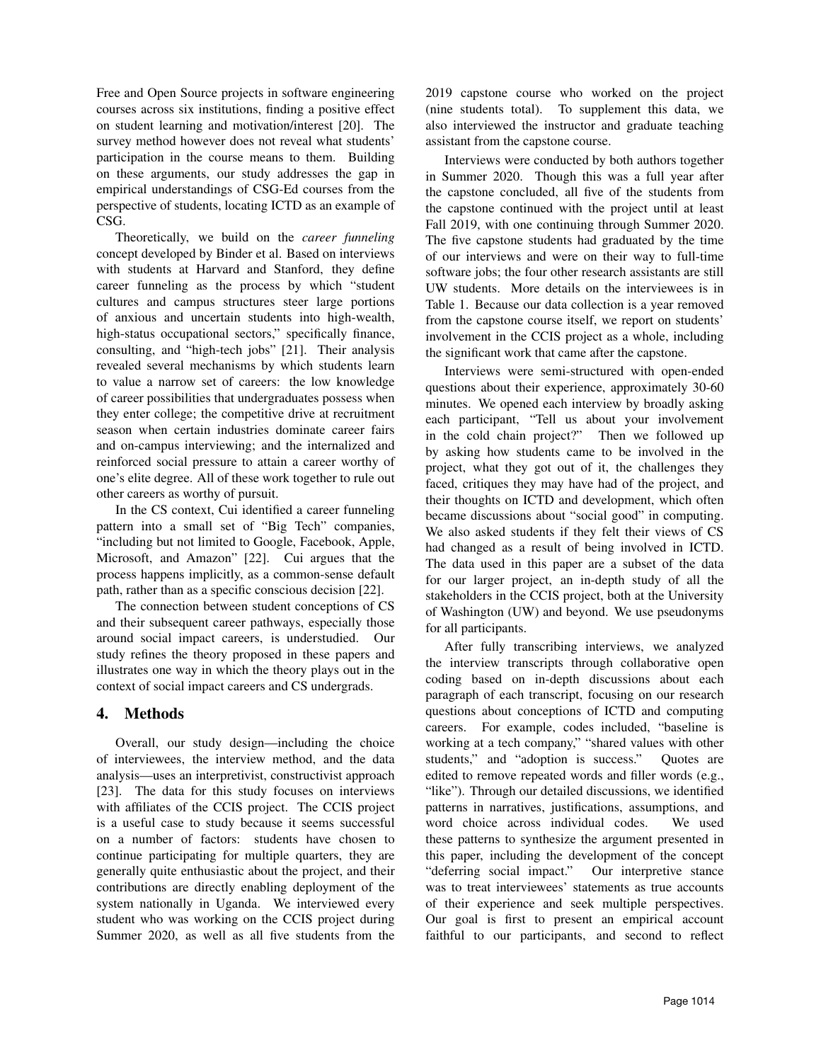Free and Open Source projects in software engineering courses across six institutions, finding a positive effect on student learning and motivation/interest [20]. The survey method however does not reveal what students' participation in the course means to them. Building on these arguments, our study addresses the gap in empirical understandings of CSG-Ed courses from the perspective of students, locating ICTD as an example of CSG.

Theoretically, we build on the *career funneling* concept developed by Binder et al. Based on interviews with students at Harvard and Stanford, they define career funneling as the process by which "student cultures and campus structures steer large portions of anxious and uncertain students into high-wealth, high-status occupational sectors," specifically finance, consulting, and "high-tech jobs" [21]. Their analysis revealed several mechanisms by which students learn to value a narrow set of careers: the low knowledge of career possibilities that undergraduates possess when they enter college; the competitive drive at recruitment season when certain industries dominate career fairs and on-campus interviewing; and the internalized and reinforced social pressure to attain a career worthy of one's elite degree. All of these work together to rule out other careers as worthy of pursuit.

In the CS context, Cui identified a career funneling pattern into a small set of "Big Tech" companies, "including but not limited to Google, Facebook, Apple, Microsoft, and Amazon" [22]. Cui argues that the process happens implicitly, as a common-sense default path, rather than as a specific conscious decision [22].

The connection between student conceptions of CS and their subsequent career pathways, especially those around social impact careers, is understudied. Our study refines the theory proposed in these papers and illustrates one way in which the theory plays out in the context of social impact careers and CS undergrads.

## 4. Methods

Overall, our study design—including the choice of interviewees, the interview method, and the data analysis—uses an interpretivist, constructivist approach [23]. The data for this study focuses on interviews with affiliates of the CCIS project. The CCIS project is a useful case to study because it seems successful on a number of factors: students have chosen to continue participating for multiple quarters, they are generally quite enthusiastic about the project, and their contributions are directly enabling deployment of the system nationally in Uganda. We interviewed every student who was working on the CCIS project during Summer 2020, as well as all five students from the 2019 capstone course who worked on the project (nine students total). To supplement this data, we also interviewed the instructor and graduate teaching assistant from the capstone course.

Interviews were conducted by both authors together in Summer 2020. Though this was a full year after the capstone concluded, all five of the students from the capstone continued with the project until at least Fall 2019, with one continuing through Summer 2020. The five capstone students had graduated by the time of our interviews and were on their way to full-time software jobs; the four other research assistants are still UW students. More details on the interviewees is in Table 1. Because our data collection is a year removed from the capstone course itself, we report on students' involvement in the CCIS project as a whole, including the significant work that came after the capstone.

Interviews were semi-structured with open-ended questions about their experience, approximately 30-60 minutes. We opened each interview by broadly asking each participant, "Tell us about your involvement in the cold chain project?" Then we followed up by asking how students came to be involved in the project, what they got out of it, the challenges they faced, critiques they may have had of the project, and their thoughts on ICTD and development, which often became discussions about "social good" in computing. We also asked students if they felt their views of CS had changed as a result of being involved in ICTD. The data used in this paper are a subset of the data for our larger project, an in-depth study of all the stakeholders in the CCIS project, both at the University of Washington (UW) and beyond. We use pseudonyms for all participants.

After fully transcribing interviews, we analyzed the interview transcripts through collaborative open coding based on in-depth discussions about each paragraph of each transcript, focusing on our research questions about conceptions of ICTD and computing careers. For example, codes included, "baseline is working at a tech company," "shared values with other students," and "adoption is success." Quotes are edited to remove repeated words and filler words (e.g., "like"). Through our detailed discussions, we identified patterns in narratives, justifications, assumptions, and word choice across individual codes. We used these patterns to synthesize the argument presented in this paper, including the development of the concept "deferring social impact." Our interpretive stance was to treat interviewees' statements as true accounts of their experience and seek multiple perspectives. Our goal is first to present an empirical account faithful to our participants, and second to reflect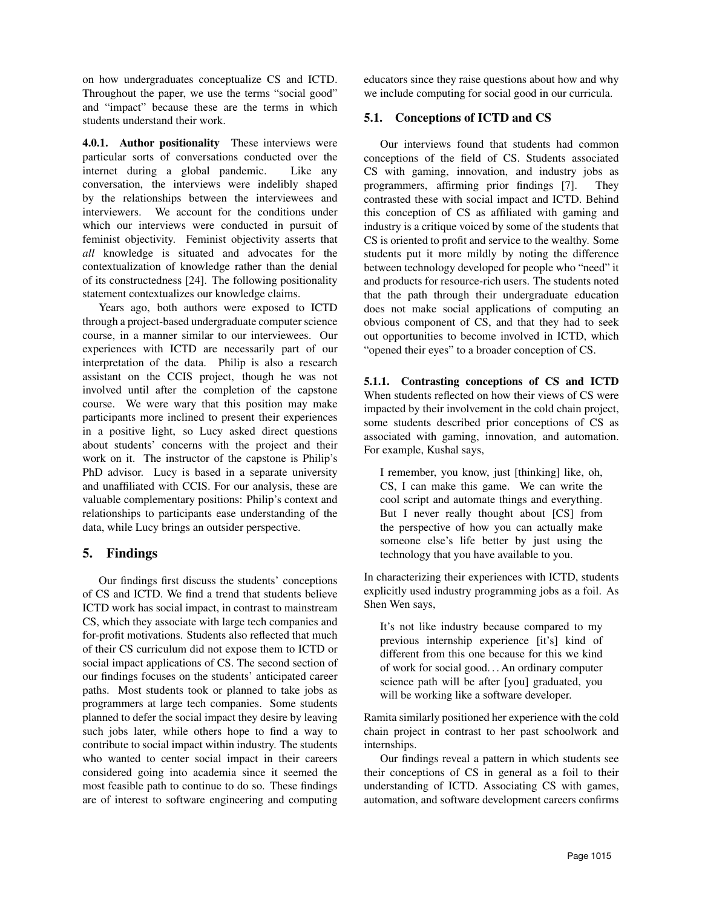on how undergraduates conceptualize CS and ICTD. Throughout the paper, we use the terms "social good" and "impact" because these are the terms in which students understand their work.

#### 4.0.1. Author positionality

These interviews were particular sorts of conversations conducted over the internet during a global pandemic. Like any conversation, the interviews were indelibly shaped by the relationships between the interviewees and interviewers. We account for the conditions under which our interviews were conducted in pursuit of feminist objectivity. Feminist objectivity asserts that *all* knowledge is situated and advocates for the contextualization of knowledge rather than the denial of its constructedness [24]. The following positionality statement contextualizes our knowledge claims.

Years ago, both authors were exposed to ICTD through a project-based undergraduate computer science course, in a manner similar to our interviewees. Our experiences with ICTD are necessarily part of our interpretation of the data. Philip is also a research assistant on the CCIS project, though he was not involved until after the completion of the capstone course. We were wary that this position may make participants more inclined to present their experiences in a positive light, so Lucy asked direct questions about students' concerns with the project and their work on it. The instructor of the capstone is Philip's PhD advisor. Lucy is based in a separate university and unaffiliated with CCIS. For our analysis, these are valuable complementary positions: Philip's context and relationships to participants ease understanding of the data, while Lucy brings an outsider perspective.

## 5. Findings

Our findings first discuss the students' conceptions of CS and ICTD. We find a trend that students believe ICTD work has social impact, in contrast to mainstream CS, which they associate with large tech companies and for-profit motivations. Students also reflected that much of their CS curriculum did not expose them to ICTD or social impact applications of CS. The second section of our findings focuses on the students' anticipated career paths. Most students took or planned to take jobs as programmers at large tech companies. Some students planned to defer the social impact they desire by leaving such jobs later, while others hope to find a way to contribute to social impact within industry. The students who wanted to center social impact in their careers considered going into academia since it seemed the most feasible path to continue to do so. These findings are of interest to software engineering and computing educators since they raise questions about how and why we include computing for social good in our curricula.

### 5.1. Conceptions of ICTD and CS

Our interviews found that students had common conceptions of the field of CS. Students associated CS with gaming, innovation, and industry jobs as programmers, affirming prior findings [7]. They contrasted these with social impact and ICTD. Behind this conception of CS as affiliated with gaming and industry is a critique voiced by some of the students that CS is oriented to profit and service to the wealthy. Some students put it more mildly by noting the difference between technology developed for people who "need" it and products for resource-rich users. The students noted that the path through their undergraduate education does not make social applications of computing an obvious component of CS, and that they had to seek out opportunities to become involved in ICTD, which "opened their eyes" to a broader conception of CS.

#### 5.1.1. Contrasting conceptions of CS and ICTD

When students reflected on how their views of CS were impacted by their involvement in the cold chain project, some students described prior conceptions of CS as associated with gaming, innovation, and automation. For example, Kushal says,

> I remember, you know, just [thinking] like, oh, CS, I can make this game. We can write the cool script and automate things and everything. But I never really thought about [CS] from the perspective of how you can actually make someone else's life better by just using the technology that you have available to you.

In characterizing their experiences with ICTD, students explicitly used industry programming jobs as a foil. As Shen Wen says,

> It's not like industry because compared to my previous internship experience [it's] kind of different from this one because for this we kind of work for social good... An ordinary computer science path will be after [you] graduated, you will be working like a software developer.

Ramita similarly positioned her experience with the cold chain project in contrast to her past schoolwork and internships.

Our findings reveal a pattern in which students see their conceptions of CS in general as a foil to their understanding of ICTD. Associating CS with games, automation, and software development careers confirms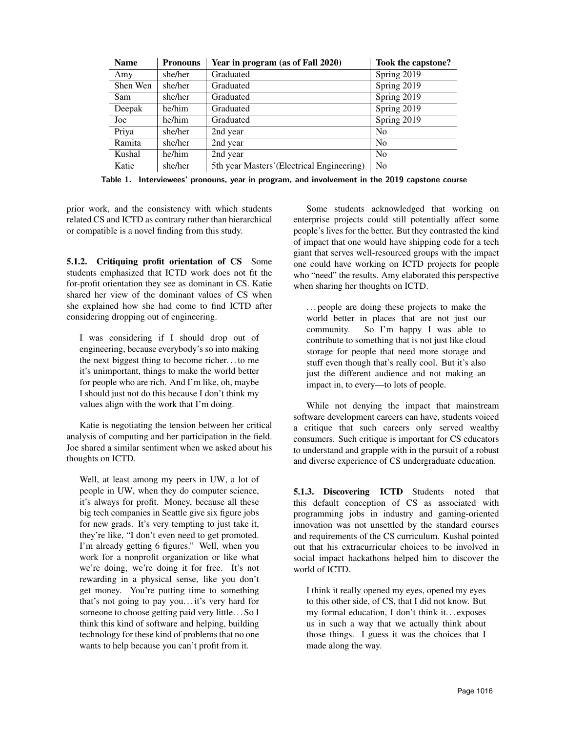| Name | Pronouns | Year in program (as of Fall 2020) | Took the capstone? |
|---|---|---|---|
| Amy | she/her | Graduated | Spring 2019 |
| Shen Wen | she/her | Graduated | Spring 2019 |
| Sam | she/her | Graduated | Spring 2019 |
| Deepak | he/him | Graduated | Spring 2019 |
| Joe | he/him | Graduated | Spring 2019 |
| Priya | she/her | 2nd year | No |
| Ramita | she/her | 2nd year | No |
| Kushal | he/him | 2nd year | No |
| Katie | she/her | 5th year Masters'(Electrical Engineering) | No |

**Table 1. Interviewees' pronouns, year in program, and involvement in the 2019 capstone course**

prior work, and the consistency with which students related CS and ICTD as contrary rather than hierarchical or compatible is a novel finding from this study.

**5.1.2. Critiquing profit orientation of CS** Some students emphasized that ICTD work does not fit the for-profit orientation they see as dominant in CS. Katie shared her view of the dominant values of CS when she explained how she had come to find ICTD after considering dropping out of engineering.

> I was considering if I should drop out of engineering, because everybody's so into making the next biggest thing to become richer…to me it's unimportant, things to make the world better for people who are rich. And I'm like, oh, maybe I should just not do this because I don't think my values align with the work that I'm doing.

Katie is negotiating the tension between her critical analysis of computing and her participation in the field. Joe shared a similar sentiment when we asked about his thoughts on ICTD.

> Well, at least among my peers in UW, a lot of people in UW, when they do computer science, it's always for profit. Money, because all these big tech companies in Seattle give six figure jobs for new grads. It's very tempting to just take it, they're like, "I don't even need to get promoted. I'm already getting 6 figures." Well, when you work for a nonprofit organization or like what we're doing, we're doing it for free. It's not rewarding in a physical sense, like you don't get money. You're putting time to something that's not going to pay you…it's very hard for someone to choose getting paid very little…So I think this kind of software and helping, building technology for these kind of problems that no one wants to help because you can't profit from it.

Some students acknowledged that working on enterprise projects could still potentially affect some people's lives for the better. But they contrasted the kind of impact that one would have shipping code for a tech giant that serves well-resourced groups with the impact one could have working on ICTD projects for people who "need" the results. Amy elaborated this perspective when sharing her thoughts on ICTD.

> …people are doing these projects to make the world better in places that are not just our community. So I'm happy I was able to contribute to something that is not just like cloud storage for people that need more storage and stuff even though that's really cool. But it's also just the different audience and not making an impact in, to every—to lots of people.

While not denying the impact that mainstream software development careers can have, students voiced a critique that such careers only served wealthy consumers. Such critique is important for CS educators to understand and grapple with in the pursuit of a robust and diverse experience of CS undergraduate education.

**5.1.3. Discovering ICTD** Students noted that this default conception of CS as associated with programming jobs in industry and gaming-oriented innovation was not unsettled by the standard courses and requirements of the CS curriculum. Kushal pointed out that his extracurricular choices to be involved in social impact hackathons helped him to discover the world of ICTD.

> I think it really opened my eyes, opened my eyes to this other side, of CS, that I did not know. But my formal education, I don't think it…exposes us in such a way that we actually think about those things. I guess it was the choices that I made along the way.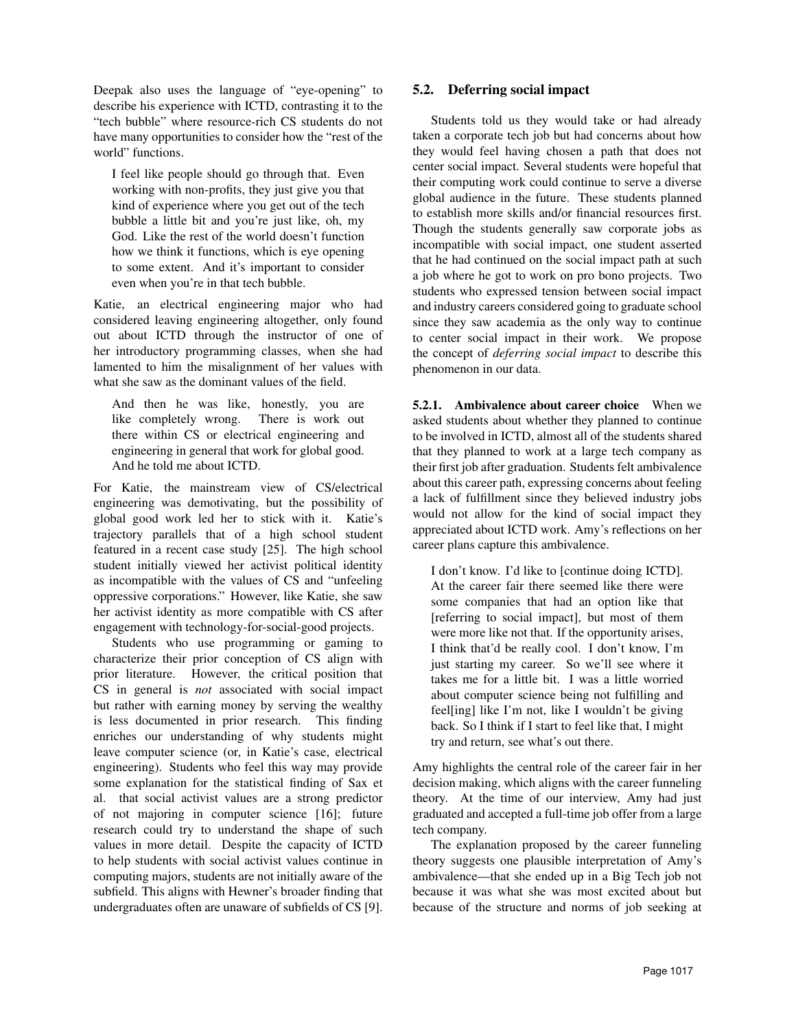Deepak also uses the language of "eye-opening" to describe his experience with ICTD, contrasting it to the "tech bubble" where resource-rich CS students do not have many opportunities to consider how the "rest of the world" functions.

> I feel like people should go through that. Even working with non-profits, they just give you that kind of experience where you get out of the tech bubble a little bit and you're just like, oh, my God. Like the rest of the world doesn't function how we think it functions, which is eye opening to some extent. And it's important to consider even when you're in that tech bubble.

Katie, an electrical engineering major who had considered leaving engineering altogether, only found out about ICTD through the instructor of one of her introductory programming classes, when she had lamented to him the misalignment of her values with what she saw as the dominant values of the field.

> And then he was like, honestly, you are like completely wrong. There is work out there within CS or electrical engineering and engineering in general that work for global good. And he told me about ICTD.

For Katie, the mainstream view of CS/electrical engineering was demotivating, but the possibility of global good work led her to stick with it. Katie's trajectory parallels that of a high school student featured in a recent case study [25]. The high school student initially viewed her activist political identity as incompatible with the values of CS and "unfeeling oppressive corporations." However, like Katie, she saw her activist identity as more compatible with CS after engagement with technology-for-social-good projects.

Students who use programming or gaming to characterize their prior conception of CS align with prior literature. However, the critical position that CS in general is *not* associated with social impact but rather with earning money by serving the wealthy is less documented in prior research. This finding enriches our understanding of why students might leave computer science (or, in Katie's case, electrical engineering). Students who feel this way may provide some explanation for the statistical finding of Sax et al. that social activist values are a strong predictor of not majoring in computer science [16]; future research could try to understand the shape of such values in more detail. Despite the capacity of ICTD to help students with social activist values continue in computing majors, students are not initially aware of the subfield. This aligns with Hewner's broader finding that undergraduates often are unaware of subfields of CS [9].

## 5.2. Deferring social impact

Students told us they would take or had already taken a corporate tech job but had concerns about how they would feel having chosen a path that does not center social impact. Several students were hopeful that their computing work could continue to serve a diverse global audience in the future. These students planned to establish more skills and/or financial resources first. Though the students generally saw corporate jobs as incompatible with social impact, one student asserted that he had continued on the social impact path at such a job where he got to work on pro bono projects. Two students who expressed tension between social impact and industry careers considered going to graduate school since they saw academia as the only way to continue to center social impact in their work. We propose the concept of *deferring social impact* to describe this phenomenon in our data.

**5.2.1. Ambivalence about career choice** When we asked students about whether they planned to continue to be involved in ICTD, almost all of the students shared that they planned to work at a large tech company as their first job after graduation. Students felt ambivalence about this career path, expressing concerns about feeling a lack of fulfillment since they believed industry jobs would not allow for the kind of social impact they appreciated about ICTD work. Amy's reflections on her career plans capture this ambivalence.

> I don't know. I'd like to [continue doing ICTD]. At the career fair there seemed like there were some companies that had an option like that [referring to social impact], but most of them were more like not that. If the opportunity arises, I think that'd be really cool. I don't know, I'm just starting my career. So we'll see where it takes me for a little bit. I was a little worried about computer science being not fulfilling and feel[ing] like I'm not, like I wouldn't be giving back. So I think if I start to feel like that, I might try and return, see what's out there.

Amy highlights the central role of the career fair in her decision making, which aligns with the career funneling theory. At the time of our interview, Amy had just graduated and accepted a full-time job offer from a large tech company.

The explanation proposed by the career funneling theory suggests one plausible interpretation of Amy's ambivalence—that she ended up in a Big Tech job not because it was what she was most excited about but because of the structure and norms of job seeking at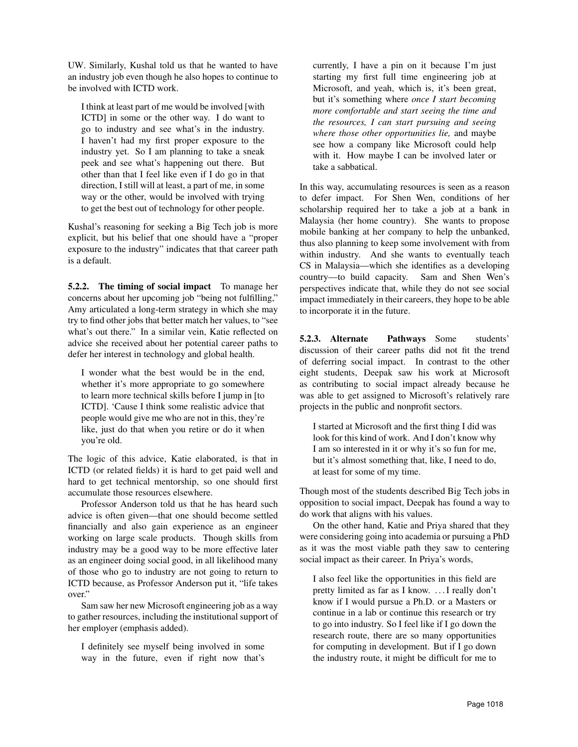UW. Similarly, Kushal told us that he wanted to have an industry job even though he also hopes to continue to be involved with ICTD work.

> I think at least part of me would be involved [with ICTD] in some or the other way. I do want to go to industry and see what's in the industry. I haven't had my first proper exposure to the industry yet. So I am planning to take a sneak peek and see what's happening out there. But other than that I feel like even if I do go in that direction, I still will at least, a part of me, in some way or the other, would be involved with trying to get the best out of technology for other people.

Kushal's reasoning for seeking a Big Tech job is more explicit, but his belief that one should have a "proper exposure to the industry" indicates that that career path is a default.

**5.2.2. The timing of social impact** To manage her concerns about her upcoming job "being not fulfilling," Amy articulated a long-term strategy in which she may try to find other jobs that better match her values, to "see what's out there." In a similar vein, Katie reflected on advice she received about her potential career paths to defer her interest in technology and global health.

> I wonder what the best would be in the end, whether it's more appropriate to go somewhere to learn more technical skills before I jump in [to ICTD]. 'Cause I think some realistic advice that people would give me who are not in this, they're like, just do that when you retire or do it when you're old.

The logic of this advice, Katie elaborated, is that in ICTD (or related fields) it is hard to get paid well and hard to get technical mentorship, so one should first accumulate those resources elsewhere.

Professor Anderson told us that he has heard such advice is often given—that one should become settled financially and also gain experience as an engineer working on large scale products. Though skills from industry may be a good way to be more effective later as an engineer doing social good, in all likelihood many of those who go to industry are not going to return to ICTD because, as Professor Anderson put it, "life takes over."

Sam saw her new Microsoft engineering job as a way to gather resources, including the institutional support of her employer (emphasis added).

> I definitely see myself being involved in some way in the future, even if right now that's currently, I have a pin on it because I'm just starting my first full time engineering job at Microsoft, and yeah, which is, it's been great, but it's something where *once I start becoming more comfortable and start seeing the time and the resources, I can start pursuing and seeing where those other opportunities lie,* and maybe see how a company like Microsoft could help with it. How maybe I can be involved later or take a sabbatical.

In this way, accumulating resources is seen as a reason to defer impact. For Shen Wen, conditions of her scholarship required her to take a job at a bank in Malaysia (her home country). She wants to propose mobile banking at her company to help the unbanked, thus also planning to keep some involvement with from within industry. And she wants to eventually teach CS in Malaysia—which she identifies as a developing country—to build capacity. Sam and Shen Wen's perspectives indicate that, while they do not see social impact immediately in their careers, they hope to be able to incorporate it in the future.

**5.2.3. Alternate Pathways** Some students' discussion of their career paths did not fit the trend of deferring social impact. In contrast to the other eight students, Deepak saw his work at Microsoft as contributing to social impact already because he was able to get assigned to Microsoft's relatively rare projects in the public and nonprofit sectors.

> I started at Microsoft and the first thing I did was look for this kind of work. And I don't know why I am so interested in it or why it's so fun for me, but it's almost something that, like, I need to do, at least for some of my time.

Though most of the students described Big Tech jobs in opposition to social impact, Deepak has found a way to do work that aligns with his values.

On the other hand, Katie and Priya shared that they were considering going into academia or pursuing a PhD as it was the most viable path they saw to centering social impact as their career. In Priya's words,

> I also feel like the opportunities in this field are pretty limited as far as I know. . . . I really don't know if I would pursue a Ph.D. or a Masters or continue in a lab or continue this research or try to go into industry. So I feel like if I go down the research route, there are so many opportunities for computing in development. But if I go down the industry route, it might be difficult for me to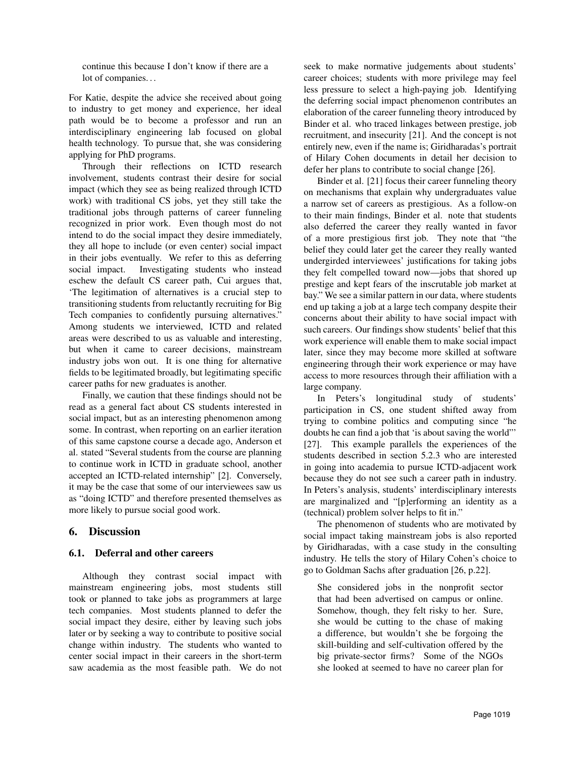> continue this because I don't know if there are a lot of companies...

For Katie, despite the advice she received about going to industry to get money and experience, her ideal path would be to become a professor and run an interdisciplinary engineering lab focused on global health technology. To pursue that, she was considering applying for PhD programs.

Through their reflections on ICTD research involvement, students contrast their desire for social impact (which they see as being realized through ICTD work) with traditional CS jobs, yet they still take the traditional jobs through patterns of career funneling recognized in prior work. Even though most do not intend to do the social impact they desire immediately, they all hope to include (or even center) social impact in their jobs eventually. We refer to this as deferring social impact. Investigating students who instead eschew the default CS career path, Cui argues that, 'The legitimation of alternatives is a crucial step to transitioning students from reluctantly recruiting for Big Tech companies to confidently pursuing alternatives." Among students we interviewed, ICTD and related areas were described to us as valuable and interesting, but when it came to career decisions, mainstream industry jobs won out. It is one thing for alternative fields to be legitimated broadly, but legitimating specific career paths for new graduates is another.

Finally, we caution that these findings should not be read as a general fact about CS students interested in social impact, but as an interesting phenomenon among some. In contrast, when reporting on an earlier iteration of this same capstone course a decade ago, Anderson et al. stated "Several students from the course are planning to continue work in ICTD in graduate school, another accepted an ICTD-related internship" [2]. Conversely, it may be the case that some of our interviewees saw us as "doing ICTD" and therefore presented themselves as more likely to pursue social good work.

## 6. Discussion

### 6.1. Deferral and other careers

Although they contrast social impact with mainstream engineering jobs, most students still took or planned to take jobs as programmers at large tech companies. Most students planned to defer the social impact they desire, either by leaving such jobs later or by seeking a way to contribute to positive social change within industry. The students who wanted to center social impact in their careers in the short-term saw academia as the most feasible path. We do not seek to make normative judgements about students' career choices; students with more privilege may feel less pressure to select a high-paying job. Identifying the deferring social impact phenomenon contributes an elaboration of the career funneling theory introduced by Binder et al. who traced linkages between prestige, job recruitment, and insecurity [21]. And the concept is not entirely new, even if the name is; Giridharadas's portrait of Hilary Cohen documents in detail her decision to defer her plans to contribute to social change [26].

Binder et al. [21] focus their career funneling theory on mechanisms that explain why undergraduates value a narrow set of careers as prestigious. As a follow-on to their main findings, Binder et al. note that students also deferred the career they really wanted in favor of a more prestigious first job. They note that "the belief they could later get the career they really wanted undergirded interviewees' justifications for taking jobs they felt compelled toward now—jobs that shored up prestige and kept fears of the inscrutable job market at bay." We see a similar pattern in our data, where students end up taking a job at a large tech company despite their concerns about their ability to have social impact with such careers. Our findings show students' belief that this work experience will enable them to make social impact later, since they may become more skilled at software engineering through their work experience or may have access to more resources through their affiliation with a large company.

In Peters's longitudinal study of students' participation in CS, one student shifted away from trying to combine politics and computing since "he doubts he can find a job that 'is about saving the world'" [27]. This example parallels the experiences of the students described in section 5.2.3 who are interested in going into academia to pursue ICTD-adjacent work because they do not see such a career path in industry. In Peters's analysis, students' interdisciplinary interests are marginalized and "[p]erforming an identity as a (technical) problem solver helps to fit in."

The phenomenon of students who are motivated by social impact taking mainstream jobs is also reported by Giridharadas, with a case study in the consulting industry. He tells the story of Hilary Cohen's choice to go to Goldman Sachs after graduation [26, p.22].

> She considered jobs in the nonprofit sector that had been advertised on campus or online. Somehow, though, they felt risky to her. Sure, she would be cutting to the chase of making a difference, but wouldn't she be forgoing the skill-building and self-cultivation offered by the big private-sector firms? Some of the NGOs she looked at seemed to have no career plan for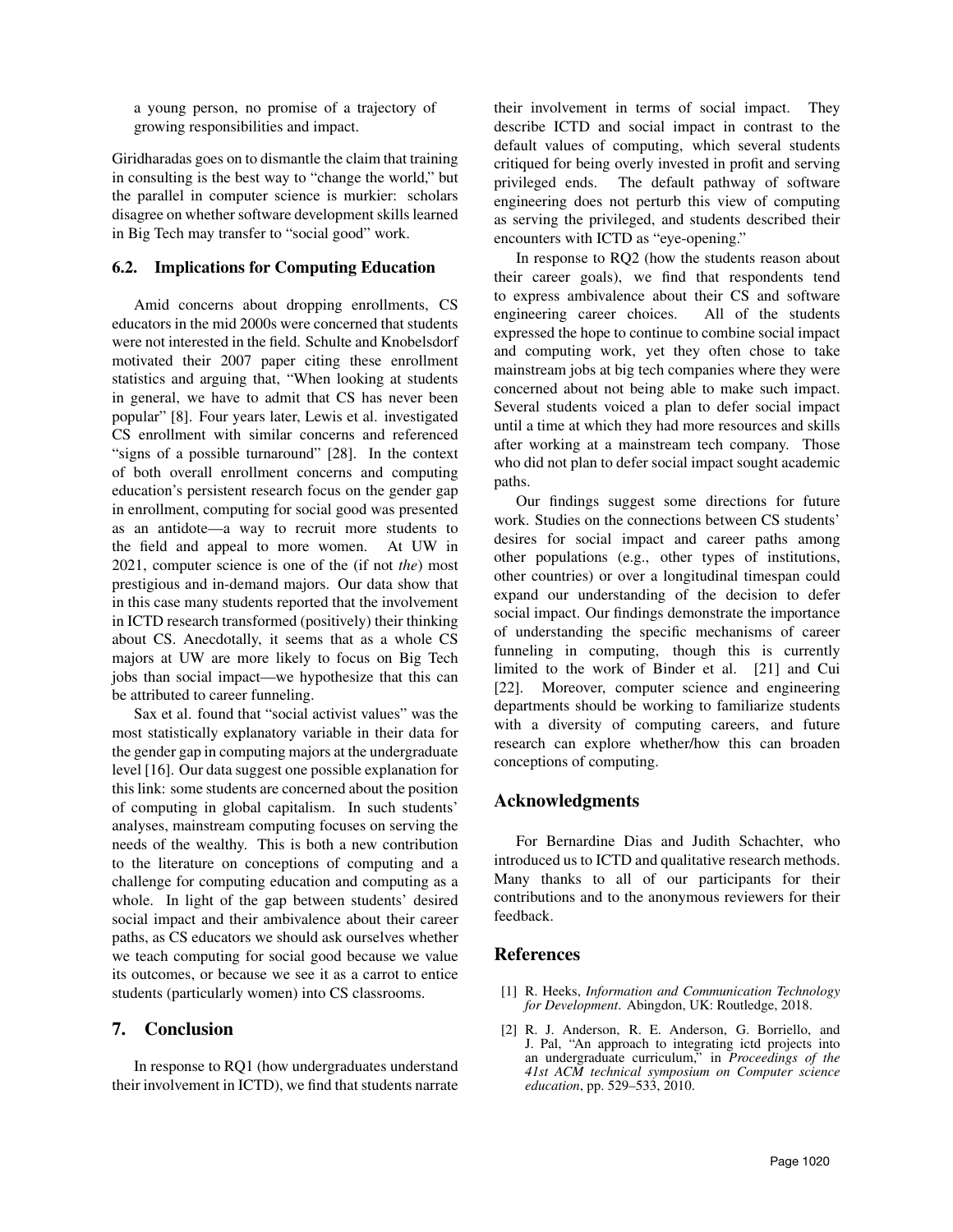a young person, no promise of a trajectory of growing responsibilities and impact.

Giridharadas goes on to dismantle the claim that training in consulting is the best way to "change the world," but the parallel in computer science is murkier: scholars disagree on whether software development skills learned in Big Tech may transfer to "social good" work.

### 6.2. Implications for Computing Education

Amid concerns about dropping enrollments, CS educators in the mid 2000s were concerned that students were not interested in the field. Schulte and Knobelsdorf motivated their 2007 paper citing these enrollment statistics and arguing that, "When looking at students in general, we have to admit that CS has never been popular" [8]. Four years later, Lewis et al. investigated CS enrollment with similar concerns and referenced "signs of a possible turnaround" [28]. In the context of both overall enrollment concerns and computing education's persistent research focus on the gender gap in enrollment, computing for social good was presented as an antidote—a way to recruit more students to the field and appeal to more women. At UW in 2021, computer science is one of the (if not *the*) most prestigious and in-demand majors. Our data show that in this case many students reported that the involvement in ICTD research transformed (positively) their thinking about CS. Anecdotally, it seems that as a whole CS majors at UW are more likely to focus on Big Tech jobs than social impact—we hypothesize that this can be attributed to career funneling.

Sax et al. found that "social activist values" was the most statistically explanatory variable in their data for the gender gap in computing majors at the undergraduate level [16]. Our data suggest one possible explanation for this link: some students are concerned about the position of computing in global capitalism. In such students' analyses, mainstream computing focuses on serving the needs of the wealthy. This is both a new contribution to the literature on conceptions of computing and a challenge for computing education and computing as a whole. In light of the gap between students' desired social impact and their ambivalence about their career paths, as CS educators we should ask ourselves whether we teach computing for social good because we value its outcomes, or because we see it as a carrot to entice students (particularly women) into CS classrooms.

## 7. Conclusion

In response to RQ1 (how undergraduates understand their involvement in ICTD), we find that students narrate their involvement in terms of social impact. They describe ICTD and social impact in contrast to the default values of computing, which several students critiqued for being overly invested in profit and serving privileged ends. The default pathway of software engineering does not perturb this view of computing as serving the privileged, and students described their encounters with ICTD as "eye-opening."

In response to RQ2 (how the students reason about their career goals), we find that respondents tend to express ambivalence about their CS and software engineering career choices. All of the students expressed the hope to continue to combine social impact and computing work, yet they often chose to take mainstream jobs at big tech companies where they were concerned about not being able to make such impact. Several students voiced a plan to defer social impact until a time at which they had more resources and skills after working at a mainstream tech company. Those who did not plan to defer social impact sought academic paths.

Our findings suggest some directions for future work. Studies on the connections between CS students' desires for social impact and career paths among other populations (e.g., other types of institutions, other countries) or over a longitudinal timespan could expand our understanding of the decision to defer social impact. Our findings demonstrate the importance of understanding the specific mechanisms of career funneling in computing, though this is currently limited to the work of Binder et al. [21] and Cui [22]. Moreover, computer science and engineering departments should be working to familiarize students with a diversity of computing careers, and future research can explore whether/how this can broaden conceptions of computing.

## Acknowledgments

For Bernardine Dias and Judith Schachter, who introduced us to ICTD and qualitative research methods. Many thanks to all of our participants for their contributions and to the anonymous reviewers for their feedback.

## References

[1] R. Heeks, *Information and Communication Technology for Development*. Abingdon, UK: Routledge, 2018.

[2] R. J. Anderson, R. E. Anderson, G. Borriello, and J. Pal, "An approach to integrating ictd projects into an undergraduate curriculum," in *Proceedings of the 41st ACM technical symposium on Computer science education*, pp. 529–533, 2010.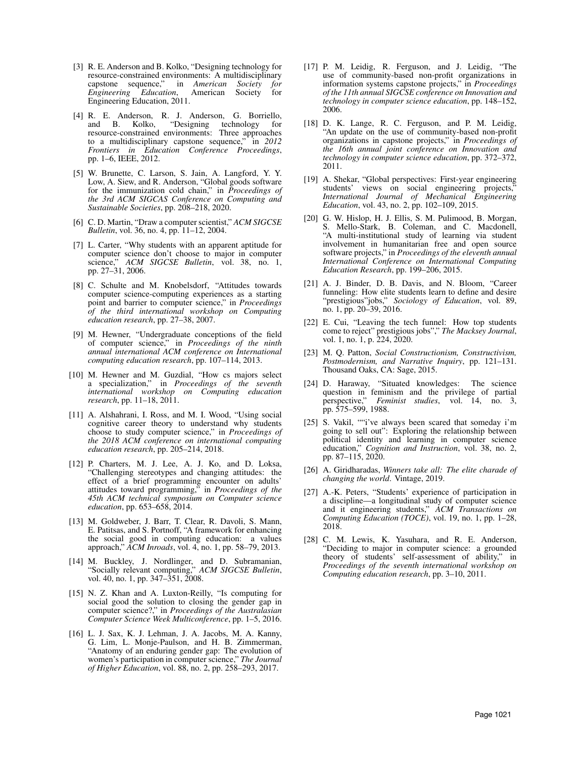[3] R. E. Anderson and B. Kolko, "Designing technology for resource-constrained environments: A multidisciplinary capstone sequence," in *American Society for Engineering Education*, American Society for Engineering Education, 2011.

[4] R. E. Anderson, R. J. Anderson, G. Borriello, and B. Kolko, "Designing technology for resource-constrained environments: Three approaches to a multidisciplinary capstone sequence," in *2012 Frontiers in Education Conference Proceedings*, pp. 1–6, IEEE, 2012.

[5] W. Brunette, C. Larson, S. Jain, A. Langford, Y. Y. Low, A. Siew, and R. Anderson, "Global goods software for the immunization cold chain," in *Proceedings of the 3rd ACM SIGCAS Conference on Computing and Sustainable Societies*, pp. 208–218, 2020.

[6] C. D. Martin, "Draw a computer scientist," *ACM SIGCSE Bulletin*, vol. 36, no. 4, pp. 11–12, 2004.

[7] L. Carter, "Why students with an apparent aptitude for computer science don't choose to major in computer science," *ACM SIGCSE Bulletin*, vol. 38, no. 1, pp. 27–31, 2006.

[8] C. Schulte and M. Knobelsdorf, "Attitudes towards computer science-computing experiences as a starting point and barrier to computer science," in *Proceedings of the third international workshop on Computing education research*, pp. 27–38, 2007.

[9] M. Hewner, "Undergraduate conceptions of the field of computer science," in *Proceedings of the ninth annual international ACM conference on International computing education research*, pp. 107–114, 2013.

[10] M. Hewner and M. Guzdial, "How cs majors select a specialization," in *Proceedings of the seventh international workshop on Computing education research*, pp. 11–18, 2011.

[11] A. Alshahrani, I. Ross, and M. I. Wood, "Using social cognitive career theory to understand why students choose to study computer science," in *Proceedings of the 2018 ACM conference on international computing education research*, pp. 205–214, 2018.

[12] P. Charters, M. J. Lee, A. J. Ko, and D. Loksa, "Challenging stereotypes and changing attitudes: the effect of a brief programming encounter on adults' attitudes toward programming," in *Proceedings of the 45th ACM technical symposium on Computer science education*, pp. 653–658, 2014.

[13] M. Goldweber, J. Barr, T. Clear, R. Davoli, S. Mann, E. Patitsas, and S. Portnoff, "A framework for enhancing the social good in computing education: a values approach," *ACM Inroads*, vol. 4, no. 1, pp. 58–79, 2013.

[14] M. Buckley, J. Nordlinger, and D. Subramanian, "Socially relevant computing," *ACM SIGCSE Bulletin*, vol. 40, no. 1, pp. 347–351, 2008.

[15] N. Z. Khan and A. Luxton-Reilly, "Is computing for social good the solution to closing the gender gap in computer science?," in *Proceedings of the Australasian Computer Science Week Multiconference*, pp. 1–5, 2016.

[16] L. J. Sax, K. J. Lehman, J. A. Jacobs, M. A. Kanny, G. Lim, L. Monje-Paulson, and H. B. Zimmerman, "Anatomy of an enduring gender gap: The evolution of women's participation in computer science," *The Journal of Higher Education*, vol. 88, no. 2, pp. 258–293, 2017.

[17] P. M. Leidig, R. Ferguson, and J. Leidig, "The use of community-based non-profit organizations in information systems capstone projects," in *Proceedings of the 11th annual SIGCSE conference on Innovation and technology in computer science education*, pp. 148–152, 2006.

[18] D. K. Lange, R. C. Ferguson, and P. M. Leidig, "An update on the use of community-based non-profit organizations in capstone projects," in *Proceedings of the 16th annual joint conference on Innovation and technology in computer science education*, pp. 372–372, 2011.

[19] A. Shekar, "Global perspectives: First-year engineering students' views on social engineering projects," *International Journal of Mechanical Engineering Education*, vol. 43, no. 2, pp. 102–109, 2015.

[20] G. W. Hislop, H. J. Ellis, S. M. Pulimood, B. Morgan, S. Mello-Stark, B. Coleman, and C. Macdonell, "A multi-institutional study of learning via student involvement in humanitarian free and open source software projects," in *Proceedings of the eleventh annual International Conference on International Computing Education Research*, pp. 199–206, 2015.

[21] A. J. Binder, D. B. Davis, and N. Bloom, "Career funneling: How elite students learn to define and desire "prestigious"jobs," *Sociology of Education*, vol. 89, no. 1, pp. 20–39, 2016.

[22] E. Cui, "Leaving the tech funnel: How top students come to reject" prestigious jobs"," *The Macksey Journal*, vol. 1, no. 1, p. 224, 2020.

[23] M. Q. Patton, *Social Constructionism, Constructivism, Postmodernism, and Narrative Inquiry*, pp. 121–131. Thousand Oaks, CA: Sage, 2015.

[24] D. Haraway, "Situated knowledges: The science question in feminism and the privilege of partial perspective," *Feminist studies*, vol. 14, no. 3, pp. 575–599, 1988.

[25] S. Vakil, ""i've always been scared that someday i'm going to sell out": Exploring the relationship between political identity and learning in computer science education," *Cognition and Instruction*, vol. 38, no. 2, pp. 87–115, 2020.

[26] A. Giridharadas, *Winners take all: The elite charade of changing the world*. Vintage, 2019.

[27] A.-K. Peters, "Students' experience of participation in a discipline—a longitudinal study of computer science and it engineering students," *ACM Transactions on Computing Education (TOCE)*, vol. 19, no. 1, pp. 1–28, 2018.

[28] C. M. Lewis, K. Yasuhara, and R. E. Anderson, "Deciding to major in computer science: a grounded theory of students' self-assessment of ability," in *Proceedings of the seventh international workshop on Computing education research*, pp. 3–10, 2011.